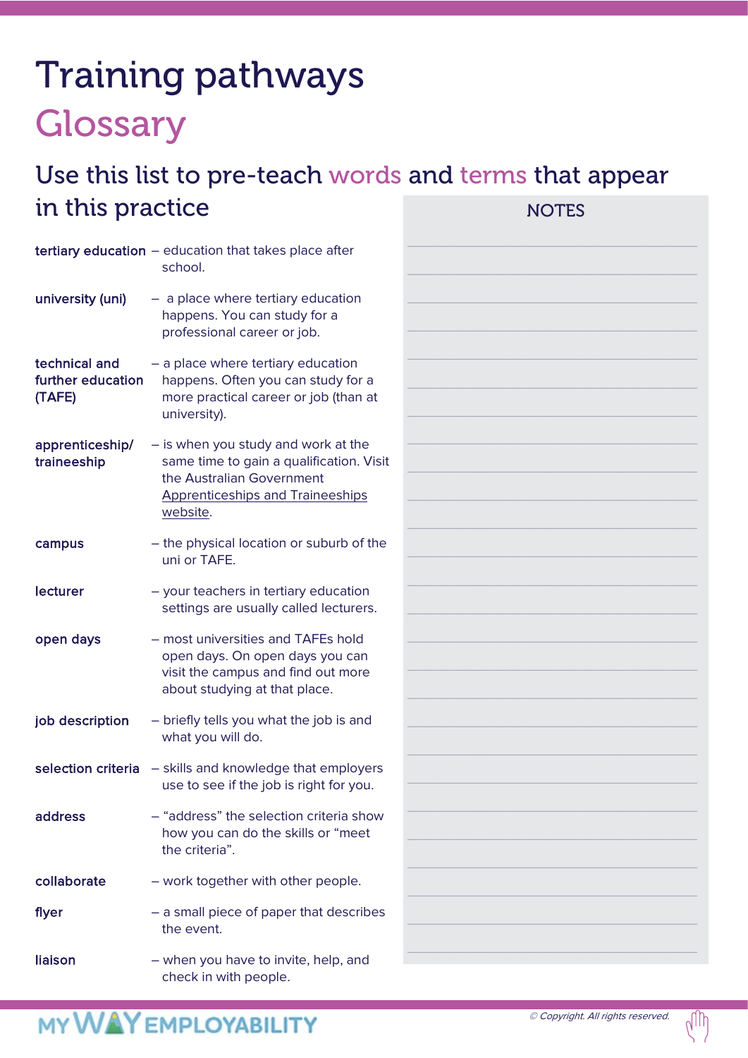# Training pathways

## Glossary

### Use this list to pre-teach words and terms that appear in this practice

**tertiary education** – education that takes place after school.

**university (uni)** – a place where tertiary education happens. You can study for a professional career or job.

**technical and further education (TAFE)** – a place where tertiary education happens. Often you can study for a more practical career or job (than at university).

**apprenticeship/ traineeship** – is when you study and work at the same time to gain a qualification. Visit the Australian Government Apprenticeships and Traineeships website.

**campus** – the physical location or suburb of the uni or TAFE.

**lecturer** – your teachers in tertiary education settings are usually called lecturers.

**open days** – most universities and TAFEs hold open days. On open days you can visit the campus and find out more about studying at that place.

**job description** – briefly tells you what the job is and what you will do.

**selection criteria** – skills and knowledge that employers use to see if the job is right for you.

**address** – "address" the selection criteria show how you can do the skills or "meet the criteria".

**collaborate** – work together with other people.

**flyer** – a small piece of paper that describes the event.

**liaison** – when you have to invite, help, and check in with people.

NOTES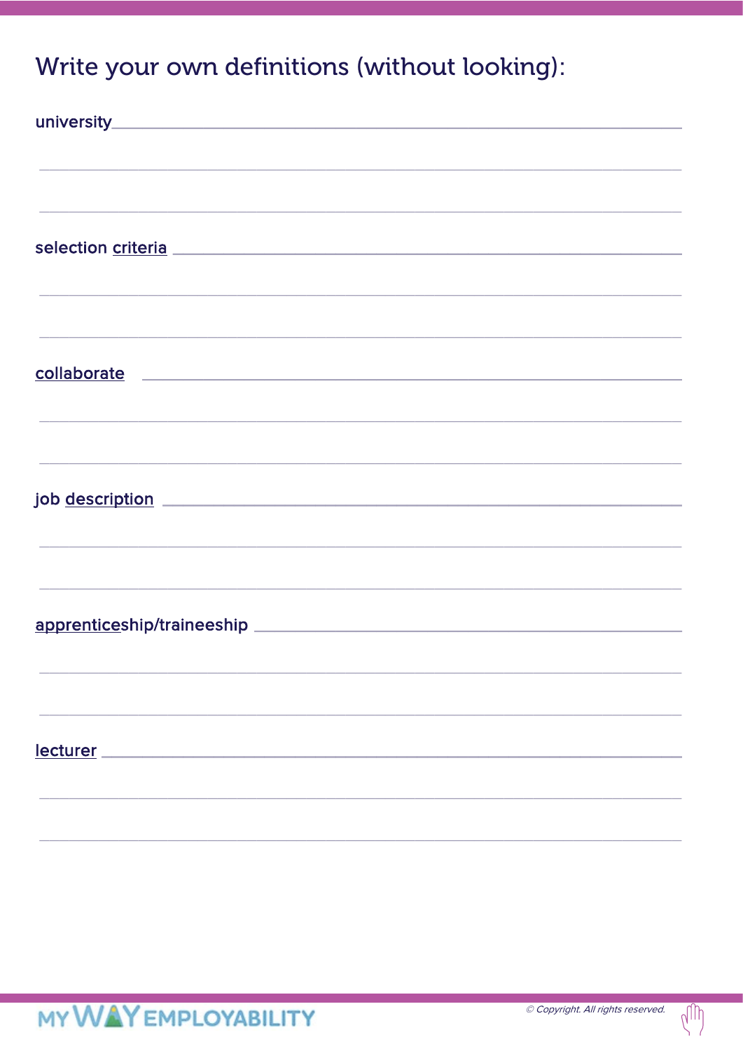# Write your own definitions (without looking):

university ______________________________________________

______________________________________________

______________________________________________

selection criteria ______________________________________________

______________________________________________

______________________________________________

collaborate ______________________________________________

______________________________________________

______________________________________________

job description ______________________________________________

______________________________________________

______________________________________________

apprenticeship/traineeship ______________________________________________

______________________________________________

______________________________________________

lecturer ______________________________________________

______________________________________________

______________________________________________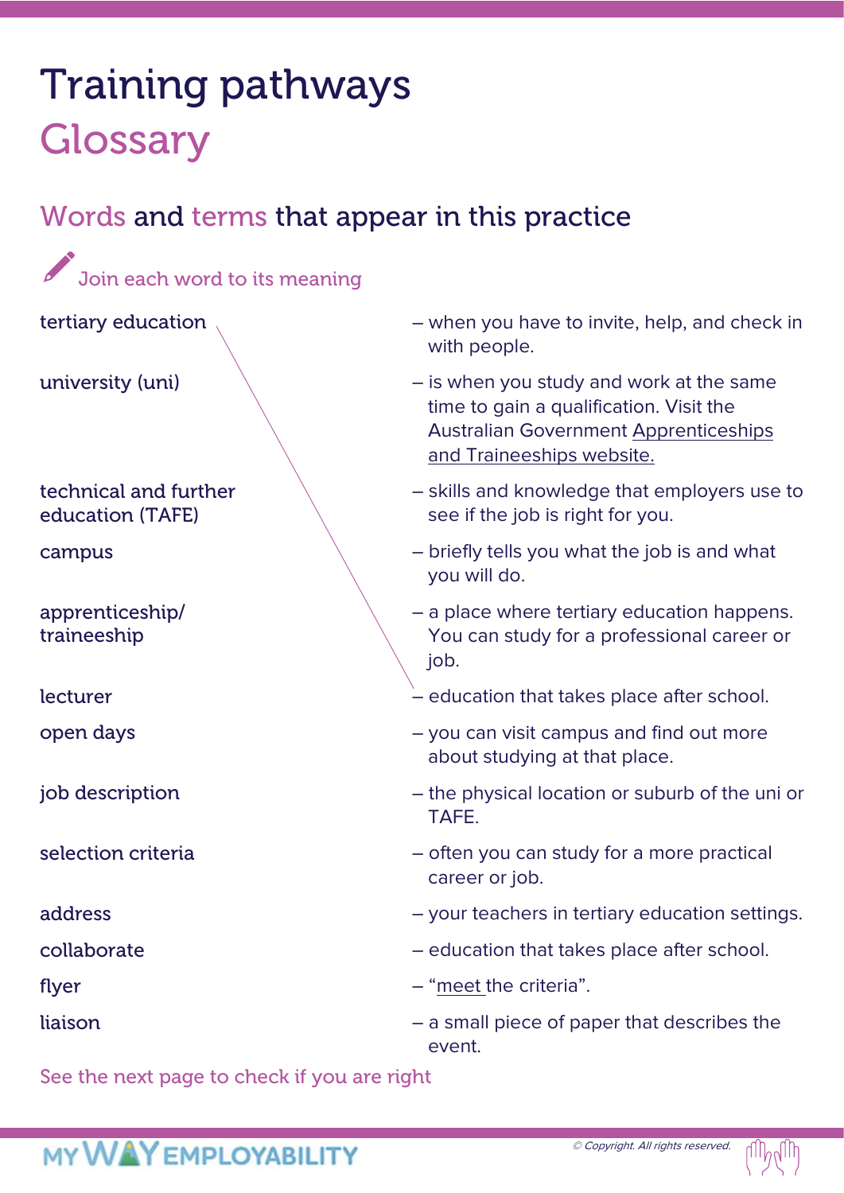# Training pathways

## Glossary

### Words and terms that appear in this practice

Join each word to its meaning

| Word | Meaning |
|---|---|
| tertiary education | – when you have to invite, help, and check in with people. |
| university (uni) | – is when you study and work at the same time to gain a qualification. Visit the Australian Government Apprenticeships and Traineeships website. |
| technical and further education (TAFE) | – skills and knowledge that employers use to see if the job is right for you. |
| campus | – briefly tells you what the job is and what you will do. |
| apprenticeship/ traineeship | – a place where tertiary education happens. You can study for a professional career or job. |
| lecturer | – education that takes place after school. |
| open days | – you can visit campus and find out more about studying at that place. |
| job description | – the physical location or suburb of the uni or TAFE. |
| selection criteria | – often you can study for a more practical career or job. |
| address | – your teachers in tertiary education settings. |
| collaborate | – education that takes place after school. |
| flyer | – "meet the criteria". |
| liaison | – a small piece of paper that describes the event. |

See the next page to check if you are right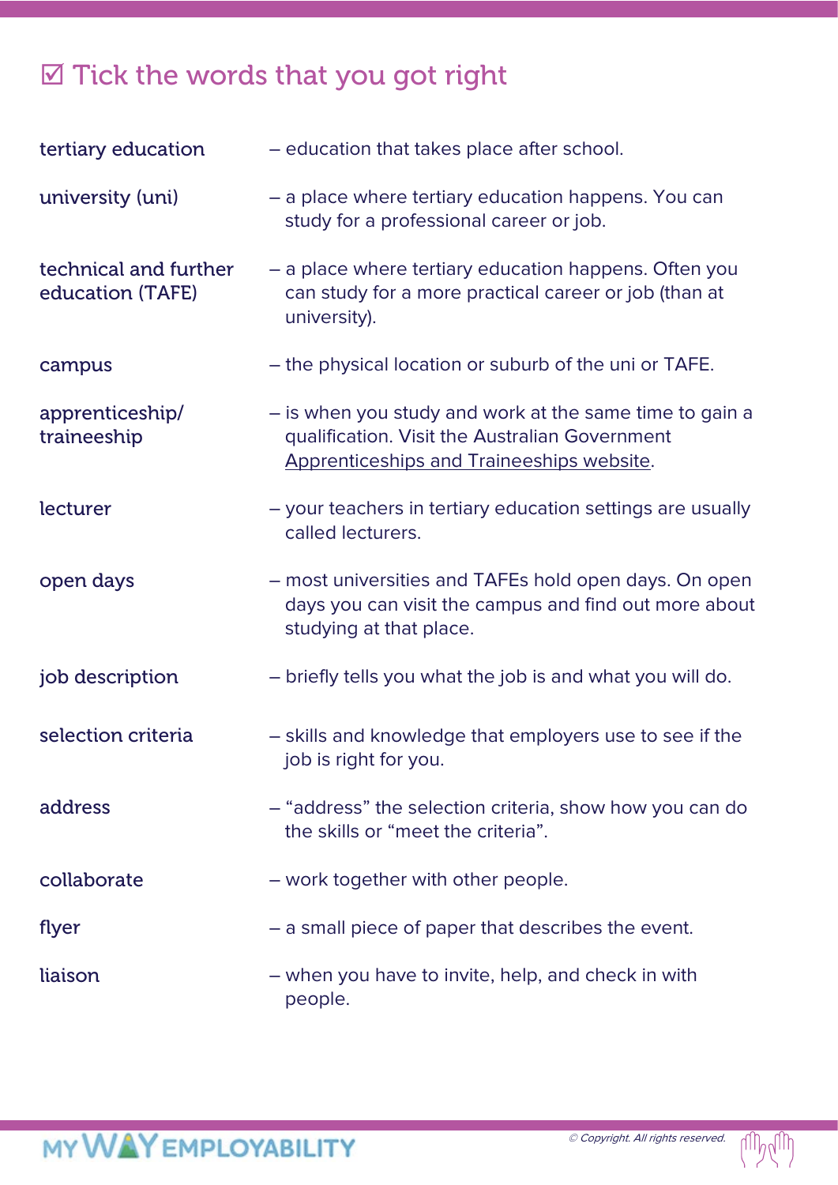## ☑ Tick the words that you got right

**tertiary education** – education that takes place after school.

**university (uni)** – a place where tertiary education happens. You can study for a professional career or job.

**technical and further education (TAFE)** – a place where tertiary education happens. Often you can study for a more practical career or job (than at university).

**campus** – the physical location or suburb of the uni or TAFE.

**apprenticeship/ traineeship** – is when you study and work at the same time to gain a qualification. Visit the Australian Government Apprenticeships and Traineeships website.

**lecturer** – your teachers in tertiary education settings are usually called lecturers.

**open days** – most universities and TAFEs hold open days. On open days you can visit the campus and find out more about studying at that place.

**job description** – briefly tells you what the job is and what you will do.

**selection criteria** – skills and knowledge that employers use to see if the job is right for you.

**address** – "address" the selection criteria, show how you can do the skills or "meet the criteria".

**collaborate** – work together with other people.

**flyer** – a small piece of paper that describes the event.

**liaison** – when you have to invite, help, and check in with people.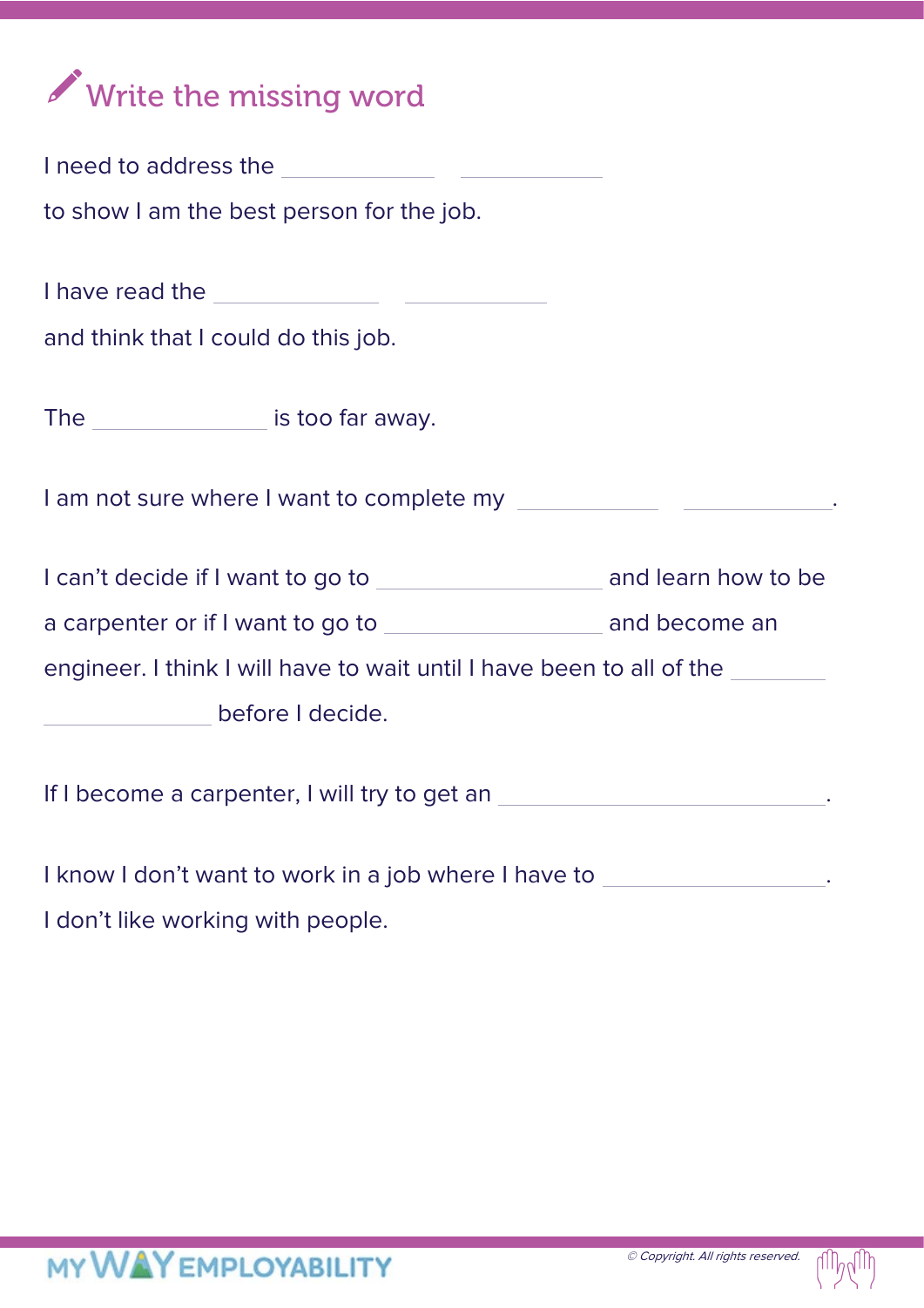## Write the missing word

I need to address the ____________ ____________

to show I am the best person for the job.

I have read the ____________ ____________

and think that I could do this job.

The ____________ is too far away.

I am not sure where I want to complete my ____________ ____________.

I can't decide if I want to go to ____________ and learn how to be a carpenter or if I want to go to ____________ and become an engineer. I think I will have to wait until I have been to all of the ________ ____________ before I decide.

If I become a carpenter, I will try to get an ____________________.

I know I don't want to work in a job where I have to ______________.

I don't like working with people.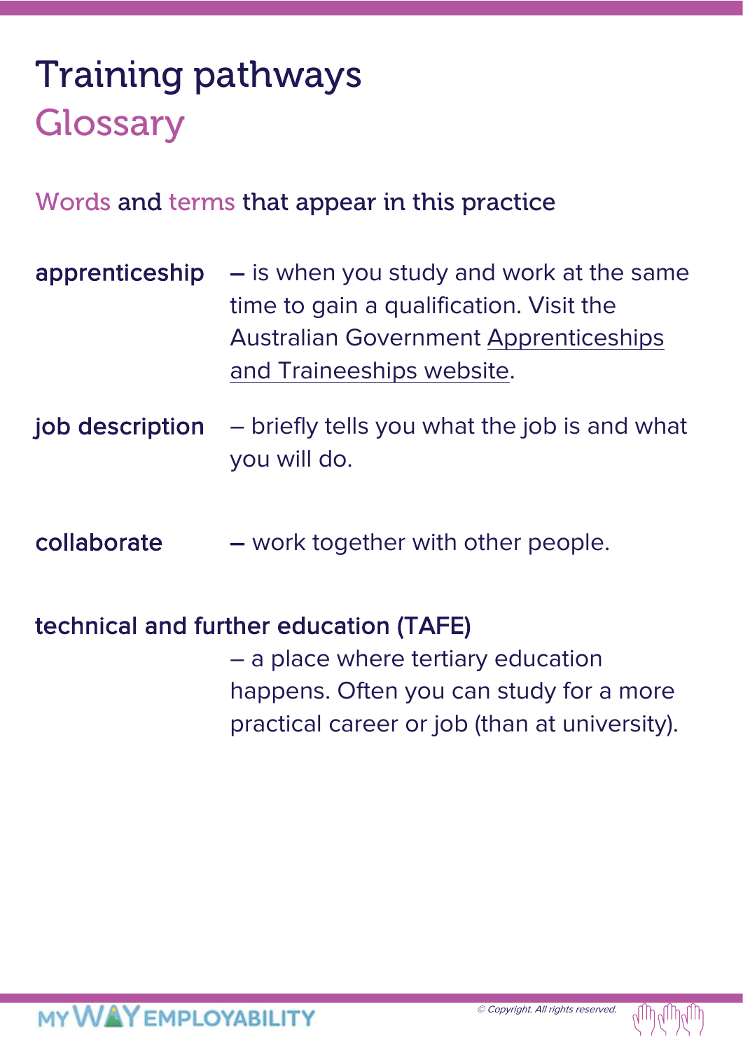# Training pathways

## Glossary

### Words and terms that appear in this practice

**apprenticeship** – is when you study and work at the same time to gain a qualification. Visit the Australian Government Apprenticeships and Traineeships website.

**job description** – briefly tells you what the job is and what you will do.

**collaborate** – work together with other people.

**technical and further education (TAFE)** – a place where tertiary education happens. Often you can study for a more practical career or job (than at university).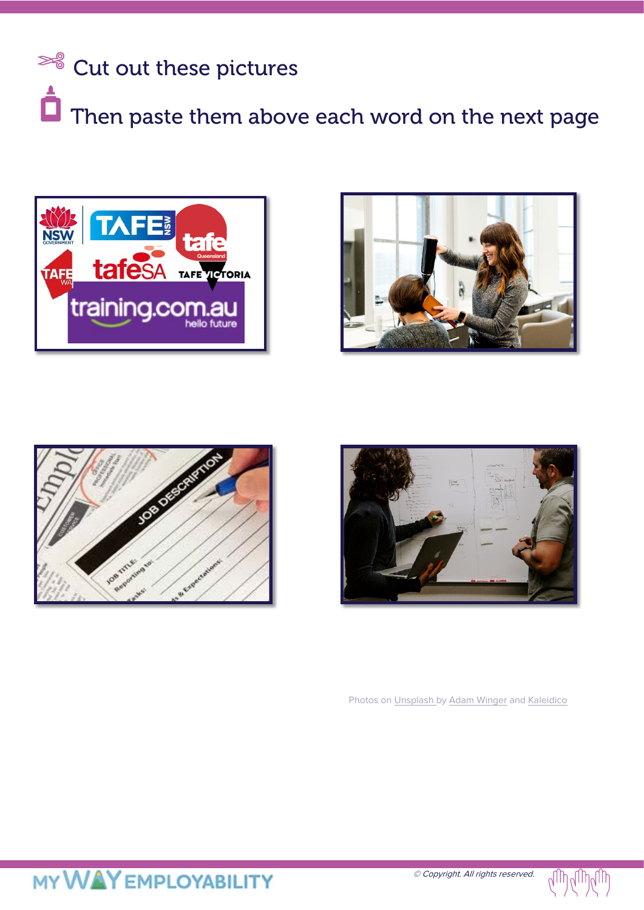Cut out these pictures

Then paste them above each word on the next page

Photos on Unsplash by Adam Winger and Kaleidico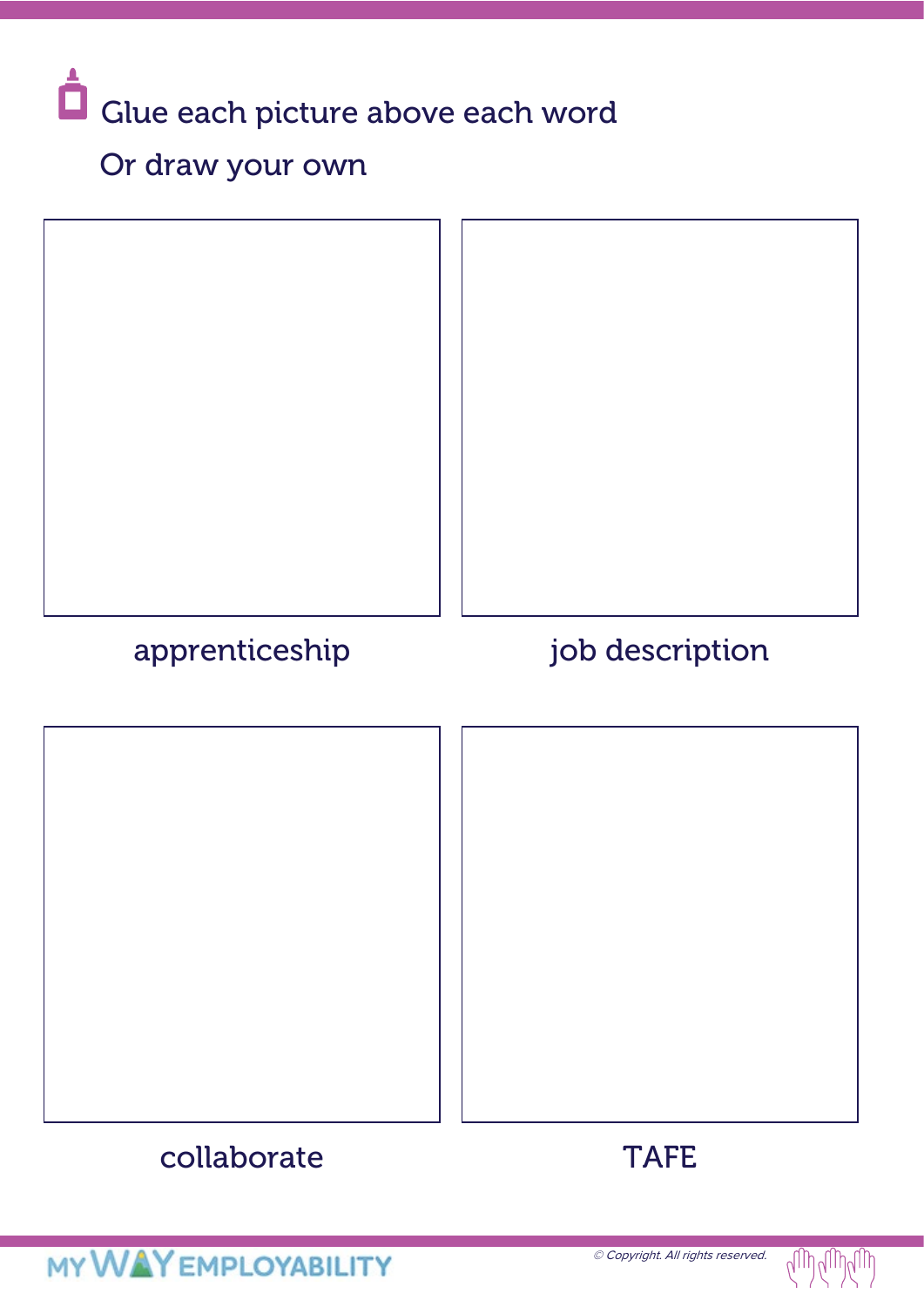Glue each picture above each word

Or draw your own

apprenticeship

job description

collaborate

TAFE